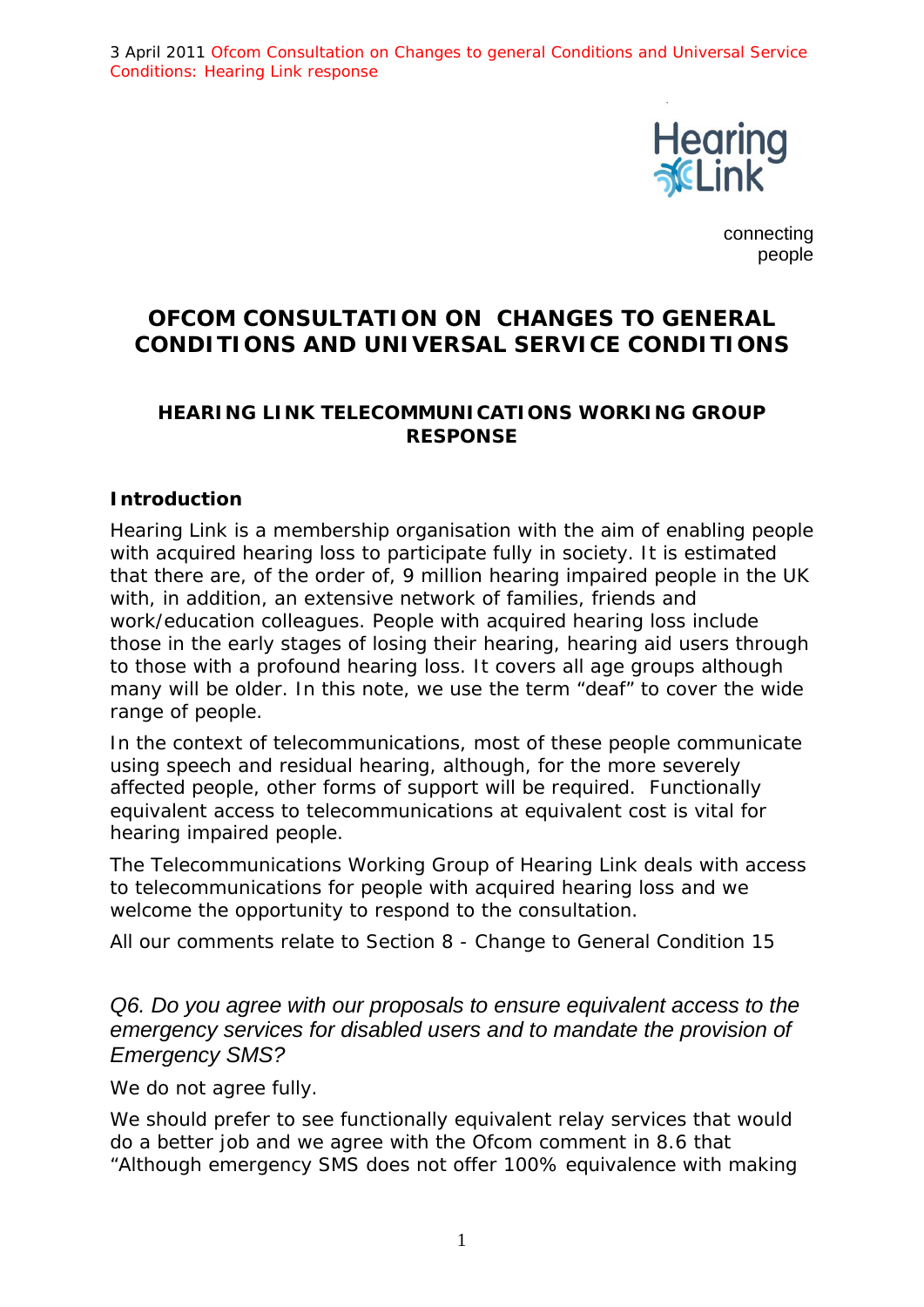# OFCOM CONSULTATION ON CHANGES TO GENERAL CONDITIONS AND UNIVERSAL SERVICE CONDITIONS

### HEARING LINK TELECOMMUNICATIONS WORKING GROUP RESPONSE

### Introduction

Hearing Link is a membership organisation with the aim of enabling people with acquired hearing loss to participate fully in society. It is estimated that there are, of the order of, 9 million hearing impaired people in the UK with, in addition, an extensive network of families, friends and work/education colleagues. People with acquired hearing loss include those in the early stages of losing their hearing, hearing aid users through to those with a profound hearing loss. It covers all age groups although many will be older. In this note, we use the term "deaf" to cover the wide range of people.

In the context of telecommunications, most of these people communicate using speech and residual hearing, although, for the more severely affected people, other forms of support will be required. Functionally equivalent access to telecommunications at equivalent cost is vital for hearing impaired people.

The Telecommunications Working Group of Hearing Link deals with access to telecommunications for people with acquired hearing loss and we welcome the opportunity to respond to the consultation.

All our comments relate to Section 8 - Change to General Condition 15

*Q6. Do you agree with our proposals to ensure equivalent access to the emergency services for disabled users and to mandate the provision of Emergency SMS?*

We do not agree fully.

We should prefer to see functionally equivalent relay services that would do a better job and we agree with the Ofcom comment in 8.6 that "Although emergency SMS does not offer 100% equivalence with making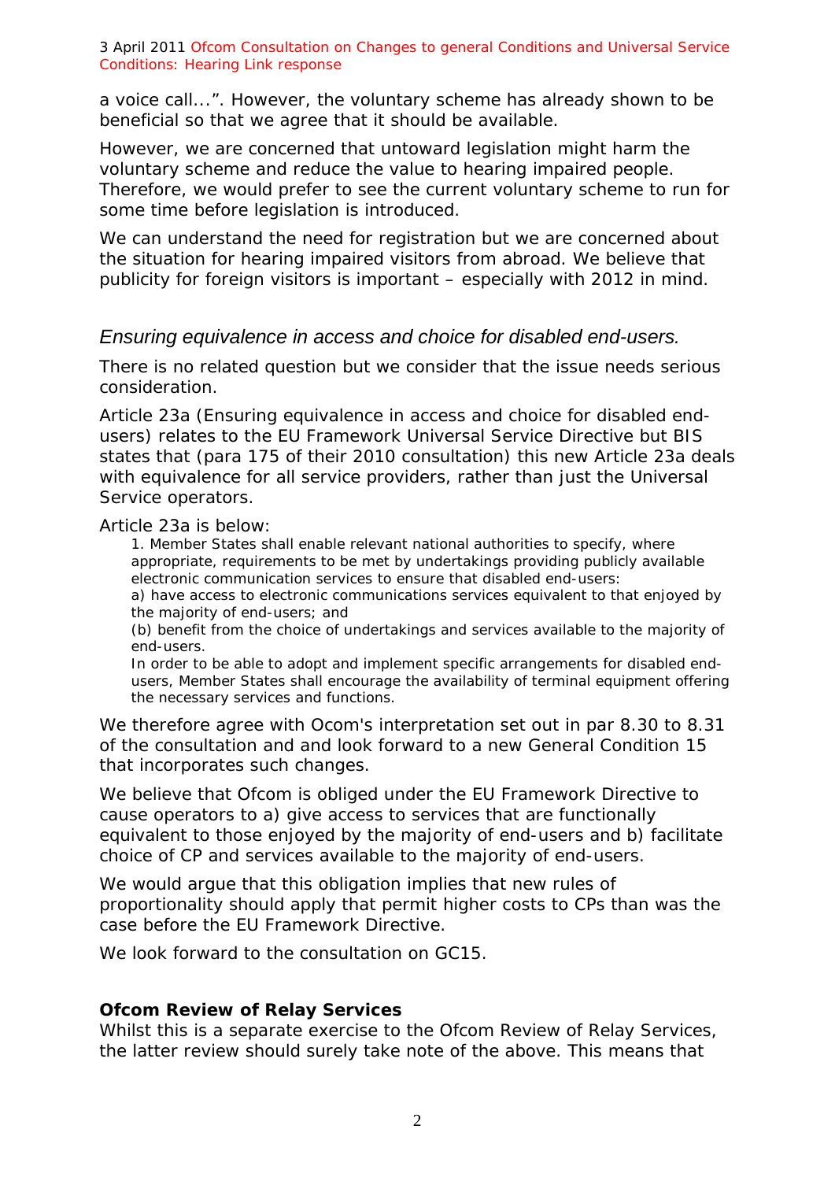a voice call...". However, the voluntary scheme has already shown to be beneficial so that we agree that it should be available.

However, we are concerned that untoward legislation might harm the voluntary scheme and reduce the value to hearing impaired people. Therefore, we would prefer to see the current voluntary scheme to run for some time before legislation is introduced.

We can understand the need for registration but we are concerned about the situation for hearing impaired visitors from abroad. We believe that publicity for foreign visitors is important – especially with 2012 in mind.

### *Ensuring equivalence in access and choice for disabled end-users.*

There is no related question but we consider that the issue needs serious consideration.

Article 23a (Ensuring equivalence in access and choice for disabled end-users) relates to the EU Framework Universal Service Directive but BIS states that (para 175 of their 2010 consultation) this new Article 23a deals with equivalence for all service providers, rather than just the Universal Service operators.

Article 23a is below:

> 1. Member States shall enable relevant national authorities to specify, where appropriate, requirements to be met by undertakings providing publicly available electronic communication services to ensure that disabled end-users:
> a) have access to electronic communications services equivalent to that enjoyed by the majority of end-users; and
> (b) benefit from the choice of undertakings and services available to the majority of end-users.
> In order to be able to adopt and implement specific arrangements for disabled end-users, Member States shall encourage the availability of terminal equipment offering the necessary services and functions.

We therefore agree with Ocom's interpretation set out in par 8.30 to 8.31 of the consultation and and look forward to a new General Condition 15 that incorporates such changes.

We believe that Ofcom is obliged under the EU Framework Directive to cause operators to a) give access to services that are functionally equivalent to those enjoyed by the majority of end-users and b) facilitate choice of CP and services available to the majority of end-users.

We would argue that this obligation implies that new rules of proportionality should apply that permit higher costs to CPs than was the case before the EU Framework Directive.

We look forward to the consultation on GC15.

**Ofcom Review of Relay Services**

Whilst this is a separate exercise to the Ofcom Review of Relay Services, the latter review should surely take note of the above. This means that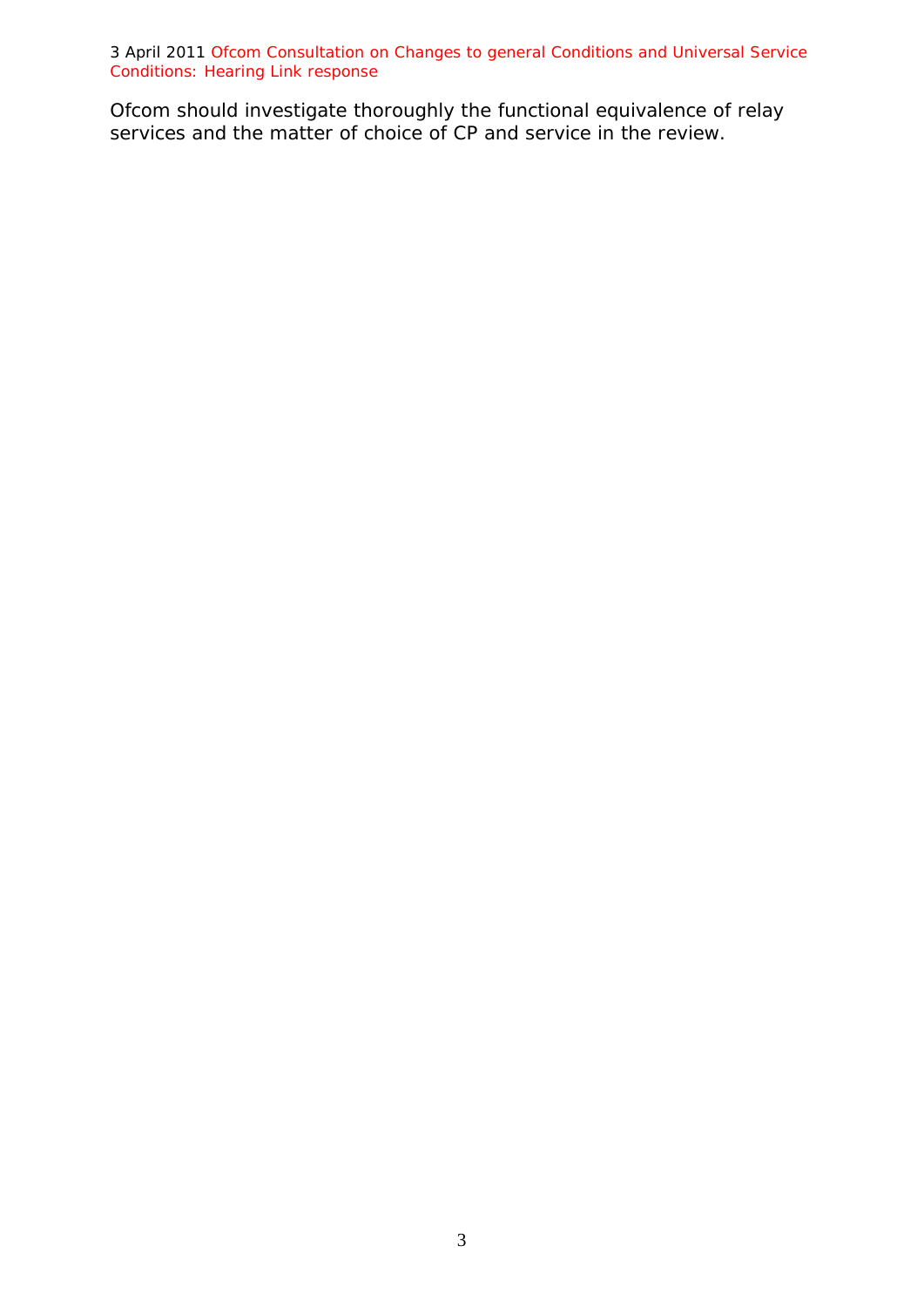Ofcom should investigate thoroughly the functional equivalence of relay services and the matter of choice of CP and service in the review.